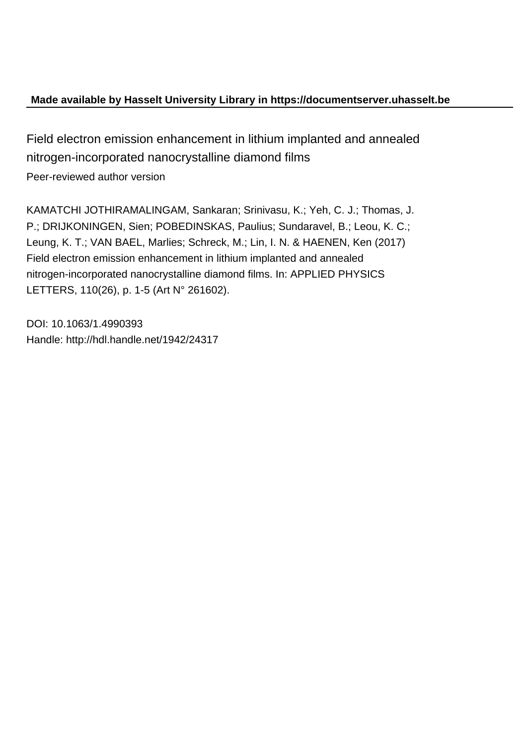**Made available by Hasselt University Library in https://documentserver.uhasselt.be**

Field electron emission enhancement in lithium implanted and annealed nitrogen-incorporated nanocrystalline diamond films

Peer-reviewed author version

KAMATCHI JOTHIRAMALINGAM, Sankaran; Srinivasu, K.; Yeh, C. J.; Thomas, J. P.; DRIJKONINGEN, Sien; POBEDINSKAS, Paulius; Sundaravel, B.; Leou, K. C.; Leung, K. T.; VAN BAEL, Marlies; Schreck, M.; Lin, I. N. & HAENEN, Ken (2017) Field electron emission enhancement in lithium implanted and annealed nitrogen-incorporated nanocrystalline diamond films. In: APPLIED PHYSICS LETTERS, 110(26), p. 1-5 (Art N° 261602).

DOI: 10.1063/1.4990393

Handle: http://hdl.handle.net/1942/24317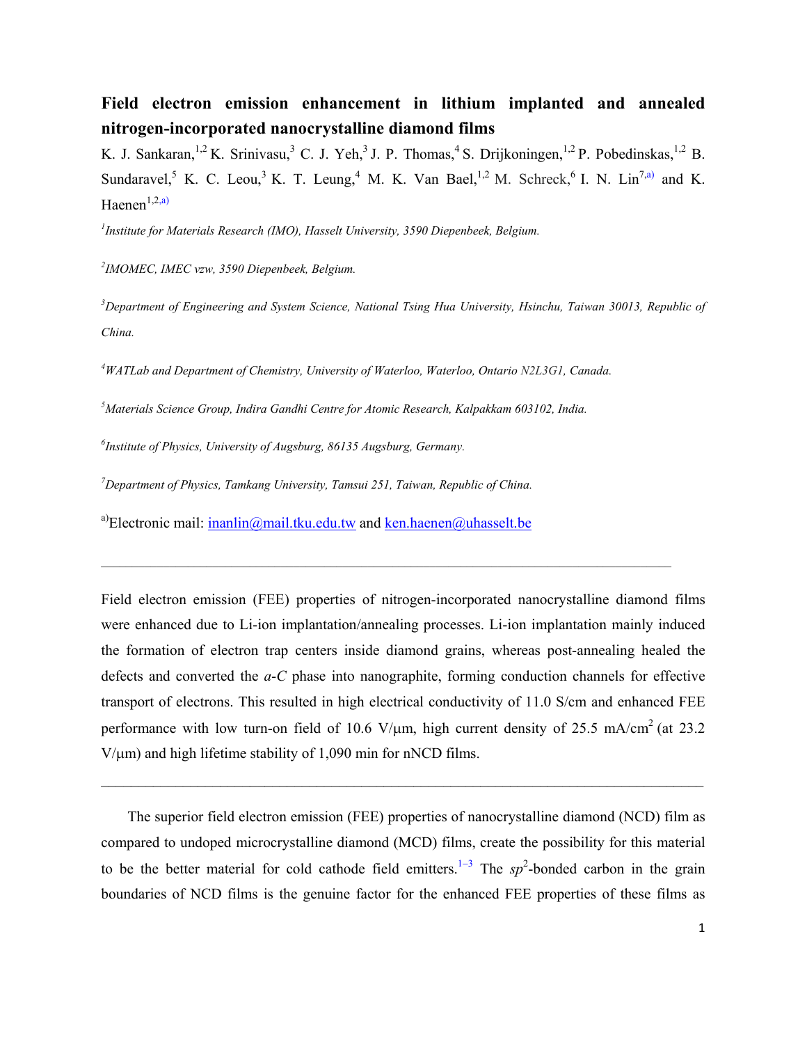# Field electron emission enhancement in lithium implanted and annealed nitrogen-incorporated nanocrystalline diamond films

K. J. Sankaran,[1,2] K. Srinivasu,[3] C. J. Yeh,[3] J. P. Thomas,[4] S. Drijkoningen,[1,2] P. Pobedinskas,[1,2] B. Sundaravel,[5] K. C. Leou,[3] K. T. Leung,[4] M. K. Van Bael,[1,2] M. Schreck,[6] I. N. Lin[7,a)] and K. Haenen[1,2,a)]

[1]*Institute for Materials Research (IMO), Hasselt University, 3590 Diepenbeek, Belgium.*

[2]*IMOMEC, IMEC vzw, 3590 Diepenbeek, Belgium.*

[3]*Department of Engineering and System Science, National Tsing Hua University, Hsinchu, Taiwan 30013, Republic of China.*

[4]*WATLab and Department of Chemistry, University of Waterloo, Waterloo, Ontario N2L3G1, Canada.*

[5]*Materials Science Group, Indira Gandhi Centre for Atomic Research, Kalpakkam 603102, India.*

[6]*Institute of Physics, University of Augsburg, 86135 Augsburg, Germany.*

[7]*Department of Physics, Tamkang University, Tamsui 251, Taiwan, Republic of China.*

[a)]Electronic mail: inanlin@mail.tku.edu.tw and ken.haenen@uhasselt.be

---

Field electron emission (FEE) properties of nitrogen-incorporated nanocrystalline diamond films were enhanced due to Li-ion implantation/annealing processes. Li-ion implantation mainly induced the formation of electron trap centers inside diamond grains, whereas post-annealing healed the defects and converted the *a-C* phase into nanographite, forming conduction channels for effective transport of electrons. This resulted in high electrical conductivity of 11.0 S/cm and enhanced FEE performance with low turn-on field of 10.6 V/μm, high current density of 25.5 mA/cm$^2$ (at 23.2 V/μm) and high lifetime stability of 1,090 min for nNCD films.

---

The superior field electron emission (FEE) properties of nanocrystalline diamond (NCD) film as compared to undoped microcrystalline diamond (MCD) films, create the possibility for this material to be the better material for cold cathode field emitters.[1−3] The $sp^2$-bonded carbon in the grain boundaries of NCD films is the genuine factor for the enhanced FEE properties of these films as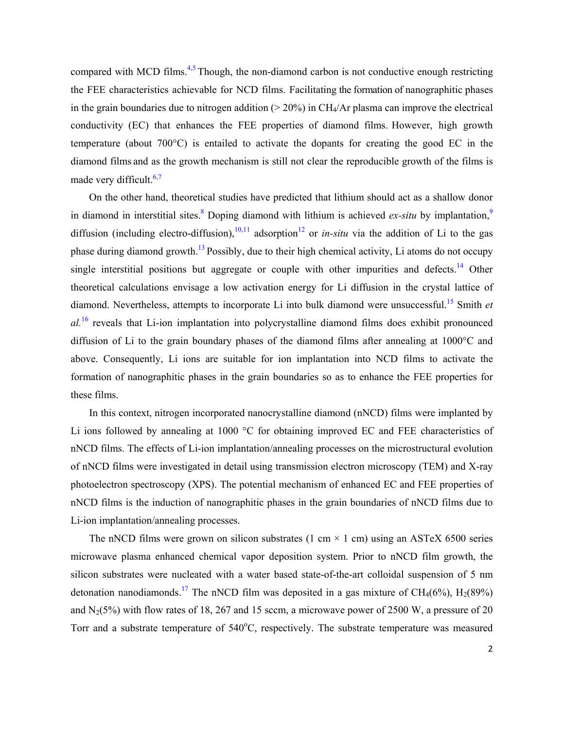compared with MCD films.[4,5] Though, the non-diamond carbon is not conductive enough restricting the FEE characteristics achievable for NCD films. Facilitating the formation of nanographitic phases in the grain boundaries due to nitrogen addition (> 20%) in $CH_4$/Ar plasma can improve the electrical conductivity (EC) that enhances the FEE properties of diamond films. However, high growth temperature (about 700°C) is entailed to activate the dopants for creating the good EC in the diamond films and as the growth mechanism is still not clear the reproducible growth of the films is made very difficult.[6,7]

On the other hand, theoretical studies have predicted that lithium should act as a shallow donor in diamond in interstitial sites.[8] Doping diamond with lithium is achieved *ex-situ* by implantation,[9] diffusion (including electro-diffusion),[10,11] adsorption[12] or *in-situ* via the addition of Li to the gas phase during diamond growth.[13] Possibly, due to their high chemical activity, Li atoms do not occupy single interstitial positions but aggregate or couple with other impurities and defects.[14] Other theoretical calculations envisage a low activation energy for Li diffusion in the crystal lattice of diamond. Nevertheless, attempts to incorporate Li into bulk diamond were unsuccessful.[15] Smith *et al.*[16] reveals that Li-ion implantation into polycrystalline diamond films does exhibit pronounced diffusion of Li to the grain boundary phases of the diamond films after annealing at 1000°C and above. Consequently, Li ions are suitable for ion implantation into NCD films to activate the formation of nanographitic phases in the grain boundaries so as to enhance the FEE properties for these films.

In this context, nitrogen incorporated nanocrystalline diamond (nNCD) films were implanted by Li ions followed by annealing at 1000 °C for obtaining improved EC and FEE characteristics of nNCD films. The effects of Li-ion implantation/annealing processes on the microstructural evolution of nNCD films were investigated in detail using transmission electron microscopy (TEM) and X-ray photoelectron spectroscopy (XPS). The potential mechanism of enhanced EC and FEE properties of nNCD films is the induction of nanographitic phases in the grain boundaries of nNCD films due to Li-ion implantation/annealing processes.

The nNCD films were grown on silicon substrates (1 cm × 1 cm) using an ASTeX 6500 series microwave plasma enhanced chemical vapor deposition system. Prior to nNCD film growth, the silicon substrates were nucleated with a water based state-of-the-art colloidal suspension of 5 nm detonation nanodiamonds.[17] The nNCD film was deposited in a gas mixture of $CH_4$(6%), $H_2$(89%) and $N_2$(5%) with flow rates of 18, 267 and 15 sccm, a microwave power of 2500 W, a pressure of 20 Torr and a substrate temperature of 540°C, respectively. The substrate temperature was measured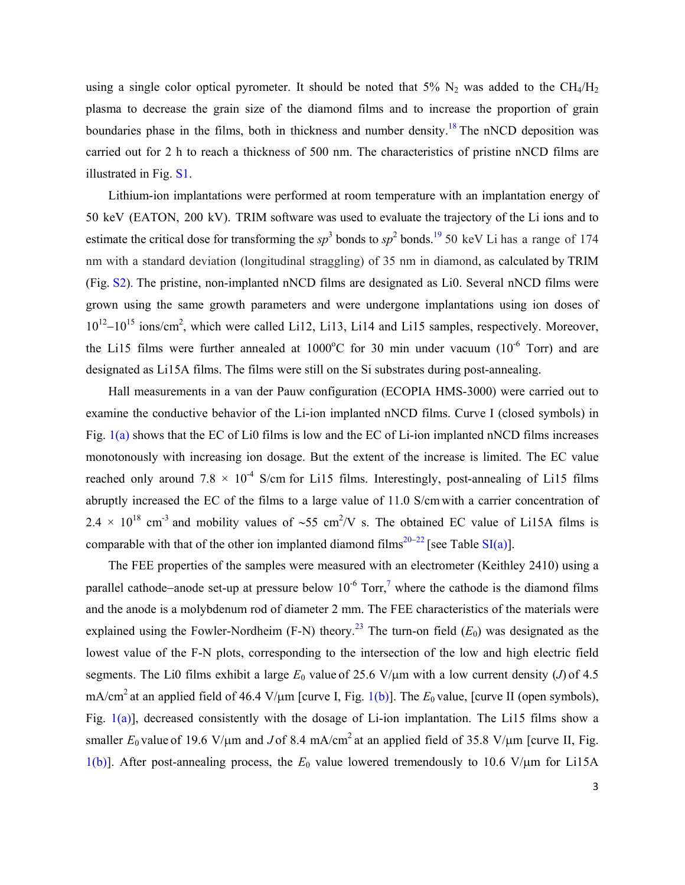using a single color optical pyrometer. It should be noted that 5% $N_2$ was added to the $CH_4/H_2$ plasma to decrease the grain size of the diamond films and to increase the proportion of grain boundaries phase in the films, both in thickness and number density.[18] The nNCD deposition was carried out for 2 h to reach a thickness of 500 nm. The characteristics of pristine nNCD films are illustrated in Fig. S1.

Lithium-ion implantations were performed at room temperature with an implantation energy of 50 keV (EATON, 200 kV). TRIM software was used to evaluate the trajectory of the Li ions and to estimate the critical dose for transforming the $sp^3$ bonds to $sp^2$ bonds.[19] 50 keV Li has a range of 174 nm with a standard deviation (longitudinal straggling) of 35 nm in diamond, as calculated by TRIM (Fig. S2). The pristine, non-implanted nNCD films are designated as Li0. Several nNCD films were grown using the same growth parameters and were undergone implantations using ion doses of $10^{12}$–$10^{15}$ ions/cm$^2$, which were called Li12, Li13, Li14 and Li15 samples, respectively. Moreover, the Li15 films were further annealed at 1000°C for 30 min under vacuum ($10^{-6}$ Torr) and are designated as Li15A films. The films were still on the Si substrates during post-annealing.

Hall measurements in a van der Pauw configuration (ECOPIA HMS-3000) were carried out to examine the conductive behavior of the Li-ion implanted nNCD films. Curve I (closed symbols) in Fig. 1(a) shows that the EC of Li0 films is low and the EC of Li-ion implanted nNCD films increases monotonously with increasing ion dosage. But the extent of the increase is limited. The EC value reached only around $7.8 \times 10^{-4}$ S/cm for Li15 films. Interestingly, post-annealing of Li15 films abruptly increased the EC of the films to a large value of 11.0 S/cm with a carrier concentration of $2.4 \times 10^{18}$ cm$^{-3}$ and mobility values of ~55 cm$^2$/V s. The obtained EC value of Li15A films is comparable with that of the other ion implanted diamond films[20–22] [see Table SI(a)].

The FEE properties of the samples were measured with an electrometer (Keithley 2410) using a parallel cathode–anode set-up at pressure below $10^{-6}$ Torr,[7] where the cathode is the diamond films and the anode is a molybdenum rod of diameter 2 mm. The FEE characteristics of the materials were explained using the Fowler-Nordheim (F-N) theory.[23] The turn-on field ($E_0$) was designated as the lowest value of the F-N plots, corresponding to the intersection of the low and high electric field segments. The Li0 films exhibit a large $E_0$ value of 25.6 V/μm with a low current density ($J$) of 4.5 mA/cm$^2$ at an applied field of 46.4 V/μm [curve I, Fig. 1(b)]. The $E_0$ value, [curve II (open symbols), Fig. 1(a)], decreased consistently with the dosage of Li-ion implantation. The Li15 films show a smaller $E_0$ value of 19.6 V/μm and $J$ of 8.4 mA/cm$^2$ at an applied field of 35.8 V/μm [curve II, Fig. 1(b)]. After post-annealing process, the $E_0$ value lowered tremendously to 10.6 V/μm for Li15A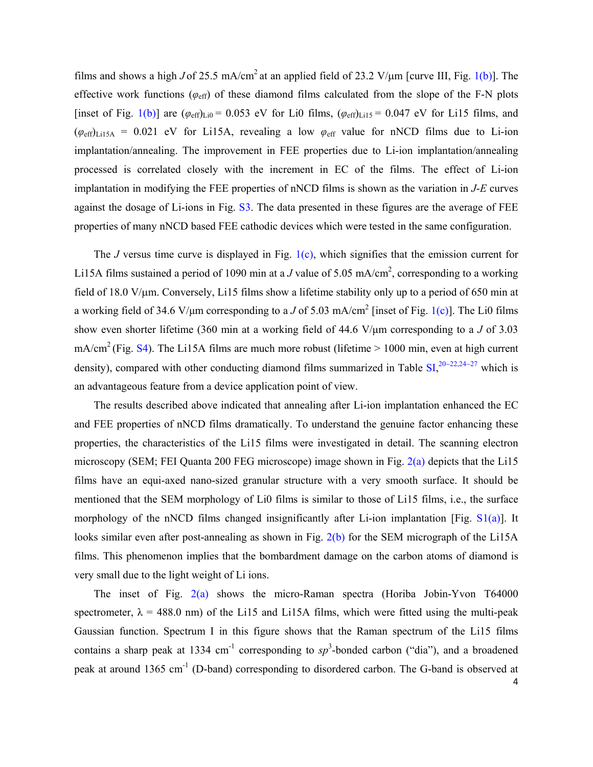films and shows a high $J$ of 25.5 $mA/cm^2$ at an applied field of 23.2 V/μm [curve III, Fig. 1(b)]. The effective work functions ($\varphi_{eff}$) of these diamond films calculated from the slope of the F-N plots [inset of Fig. 1(b)] are $(\varphi_{eff})_{Li0}$ = 0.053 eV for Li0 films, $(\varphi_{eff})_{Li15}$ = 0.047 eV for Li15 films, and $(\varphi_{eff})_{Li15A}$ = 0.021 eV for Li15A, revealing a low $\varphi_{eff}$ value for nNCD films due to Li-ion implantation/annealing. The improvement in FEE properties due to Li-ion implantation/annealing processed is correlated closely with the increment in EC of the films. The effect of Li-ion implantation in modifying the FEE properties of nNCD films is shown as the variation in *J-E* curves against the dosage of Li-ions in Fig. S3. The data presented in these figures are the average of FEE properties of many nNCD based FEE cathodic devices which were tested in the same configuration.

The $J$ versus time curve is displayed in Fig. 1(c), which signifies that the emission current for Li15A films sustained a period of 1090 min at a $J$ value of 5.05 $mA/cm^2$, corresponding to a working field of 18.0 V/μm. Conversely, Li15 films show a lifetime stability only up to a period of 650 min at a working field of 34.6 V/μm corresponding to a $J$ of 5.03 $mA/cm^2$ [inset of Fig. 1(c)]. The Li0 films show even shorter lifetime (360 min at a working field of 44.6 V/μm corresponding to a $J$ of 3.03 $mA/cm^2$ (Fig. S4). The Li15A films are much more robust (lifetime > 1000 min, even at high current density), compared with other conducting diamond films summarized in Table SI,[20–22,24–27] which is an advantageous feature from a device application point of view.

The results described above indicated that annealing after Li-ion implantation enhanced the EC and FEE properties of nNCD films dramatically. To understand the genuine factor enhancing these properties, the characteristics of the Li15 films were investigated in detail. The scanning electron microscopy (SEM; FEI Quanta 200 FEG microscope) image shown in Fig. 2(a) depicts that the Li15 films have an equi-axed nano-sized granular structure with a very smooth surface. It should be mentioned that the SEM morphology of Li0 films is similar to those of Li15 films, i.e., the surface morphology of the nNCD films changed insignificantly after Li-ion implantation [Fig. S1(a)]. It looks similar even after post-annealing as shown in Fig. 2(b) for the SEM micrograph of the Li15A films. This phenomenon implies that the bombardment damage on the carbon atoms of diamond is very small due to the light weight of Li ions.

The inset of Fig. 2(a) shows the micro-Raman spectra (Horiba Jobin-Yvon T64000 spectrometer, λ = 488.0 nm) of the Li15 and Li15A films, which were fitted using the multi-peak Gaussian function. Spectrum I in this figure shows that the Raman spectrum of the Li15 films contains a sharp peak at 1334 $cm^{-1}$ corresponding to $sp^3$-bonded carbon ("dia"), and a broadened peak at around 1365 $cm^{-1}$ (D-band) corresponding to disordered carbon. The G-band is observed at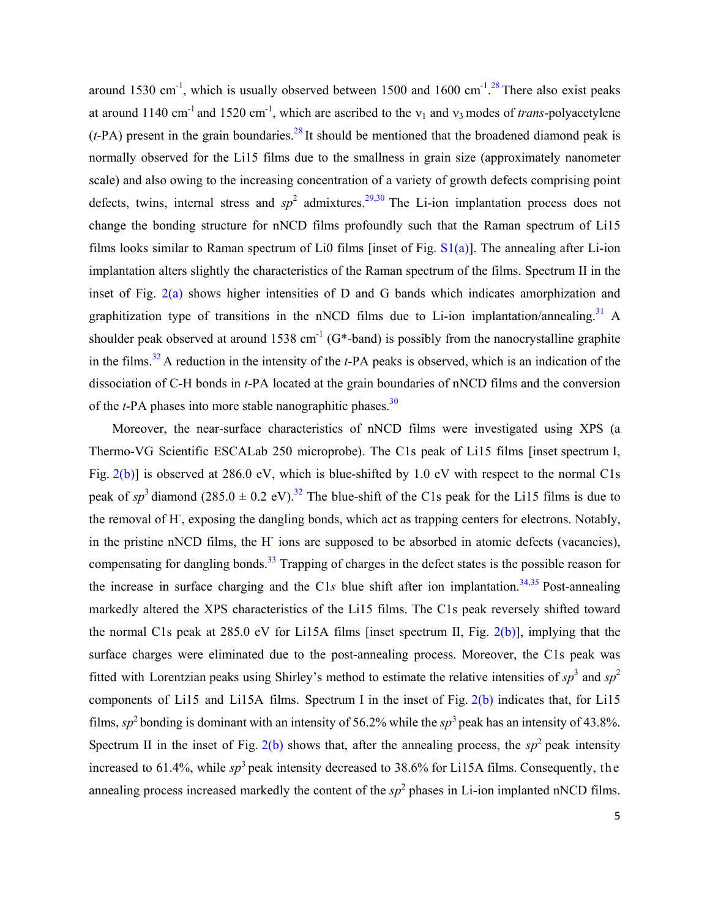around 1530 cm$^{-1}$, which is usually observed between 1500 and 1600 cm$^{-1}$.[28] There also exist peaks at around 1140 cm$^{-1}$ and 1520 cm$^{-1}$, which are ascribed to the $\nu_1$ and $\nu_3$ modes of *trans*-polyacetylene (*t*-PA) present in the grain boundaries.[28] It should be mentioned that the broadened diamond peak is normally observed for the Li15 films due to the smallness in grain size (approximately nanometer scale) and also owing to the increasing concentration of a variety of growth defects comprising point defects, twins, internal stress and $sp^2$ admixtures.[29,30] The Li-ion implantation process does not change the bonding structure for nNCD films profoundly such that the Raman spectrum of Li15 films looks similar to Raman spectrum of Li0 films [inset of Fig. S1(a)]. The annealing after Li-ion implantation alters slightly the characteristics of the Raman spectrum of the films. Spectrum II in the inset of Fig. 2(a) shows higher intensities of D and G bands which indicates amorphization and graphitization type of transitions in the nNCD films due to Li-ion implantation/annealing.[31] A shoulder peak observed at around 1538 cm$^{-1}$ (G*-band) is possibly from the nanocrystalline graphite in the films.[32] A reduction in the intensity of the *t*-PA peaks is observed, which is an indication of the dissociation of C-H bonds in *t*-PA located at the grain boundaries of nNCD films and the conversion of the *t*-PA phases into more stable nanographitic phases.[30]

Moreover, the near-surface characteristics of nNCD films were investigated using XPS (a Thermo-VG Scientific ESCALab 250 microprobe). The C1s peak of Li15 films [inset spectrum I, Fig. 2(b)] is observed at 286.0 eV, which is blue-shifted by 1.0 eV with respect to the normal C1s peak of $sp^3$ diamond (285.0 ± 0.2 eV).[32] The blue-shift of the C1s peak for the Li15 films is due to the removal of $H^-$, exposing the dangling bonds, which act as trapping centers for electrons. Notably, in the pristine nNCD films, the $H^-$ ions are supposed to be absorbed in atomic defects (vacancies), compensating for dangling bonds.[33] Trapping of charges in the defect states is the possible reason for the increase in surface charging and the C1*s* blue shift after ion implantation.[34,35] Post-annealing markedly altered the XPS characteristics of the Li15 films. The C1s peak reversely shifted toward the normal C1s peak at 285.0 eV for Li15A films [inset spectrum II, Fig. 2(b)], implying that the surface charges were eliminated due to the post-annealing process. Moreover, the C1s peak was fitted with Lorentzian peaks using Shirley's method to estimate the relative intensities of $sp^3$ and $sp^2$ components of Li15 and Li15A films. Spectrum I in the inset of Fig. 2(b) indicates that, for Li15 films, $sp^2$ bonding is dominant with an intensity of 56.2% while the $sp^3$ peak has an intensity of 43.8%. Spectrum II in the inset of Fig. 2(b) shows that, after the annealing process, the $sp^2$ peak intensity increased to 61.4%, while $sp^3$ peak intensity decreased to 38.6% for Li15A films. Consequently, the annealing process increased markedly the content of the $sp^2$ phases in Li-ion implanted nNCD films.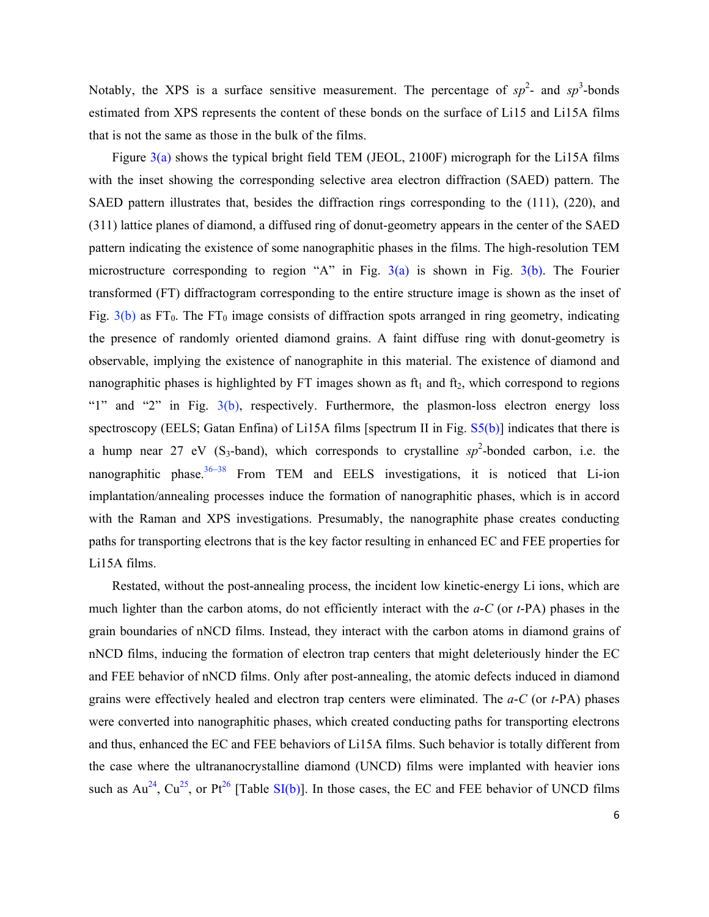Notably, the XPS is a surface sensitive measurement. The percentage of $sp^2$- and $sp^3$-bonds estimated from XPS represents the content of these bonds on the surface of Li15 and Li15A films that is not the same as those in the bulk of the films.

Figure 3(a) shows the typical bright field TEM (JEOL, 2100F) micrograph for the Li15A films with the inset showing the corresponding selective area electron diffraction (SAED) pattern. The SAED pattern illustrates that, besides the diffraction rings corresponding to the (111), (220), and (311) lattice planes of diamond, a diffused ring of donut-geometry appears in the center of the SAED pattern indicating the existence of some nanographitic phases in the films. The high-resolution TEM microstructure corresponding to region "A" in Fig. 3(a) is shown in Fig. 3(b). The Fourier transformed (FT) diffractogram corresponding to the entire structure image is shown as the inset of Fig. 3(b) as $FT_0$. The $FT_0$ image consists of diffraction spots arranged in ring geometry, indicating the presence of randomly oriented diamond grains. A faint diffuse ring with donut-geometry is observable, implying the existence of nanographite in this material. The existence of diamond and nanographitic phases is highlighted by FT images shown as $ft_1$ and $ft_2$, which correspond to regions "1" and "2" in Fig. 3(b), respectively. Furthermore, the plasmon-loss electron energy loss spectroscopy (EELS; Gatan Enfina) of Li15A films [spectrum II in Fig. S5(b)] indicates that there is a hump near 27 eV ($S_3$-band), which corresponds to crystalline $sp^2$-bonded carbon, i.e. the nanographitic phase.[36–38] From TEM and EELS investigations, it is noticed that Li-ion implantation/annealing processes induce the formation of nanographitic phases, which is in accord with the Raman and XPS investigations. Presumably, the nanographite phase creates conducting paths for transporting electrons that is the key factor resulting in enhanced EC and FEE properties for Li15A films.

Restated, without the post-annealing process, the incident low kinetic-energy Li ions, which are much lighter than the carbon atoms, do not efficiently interact with the *a-C* (or *t*-PA) phases in the grain boundaries of nNCD films. Instead, they interact with the carbon atoms in diamond grains of nNCD films, inducing the formation of electron trap centers that might deleteriously hinder the EC and FEE behavior of nNCD films. Only after post-annealing, the atomic defects induced in diamond grains were effectively healed and electron trap centers were eliminated. The *a-C* (or *t*-PA) phases were converted into nanographitic phases, which created conducting paths for transporting electrons and thus, enhanced the EC and FEE behaviors of Li15A films. Such behavior is totally different from the case where the ultrananocrystalline diamond (UNCD) films were implanted with heavier ions such as Au[24], Cu[25], or Pt[26] [Table SI(b)]. In those cases, the EC and FEE behavior of UNCD films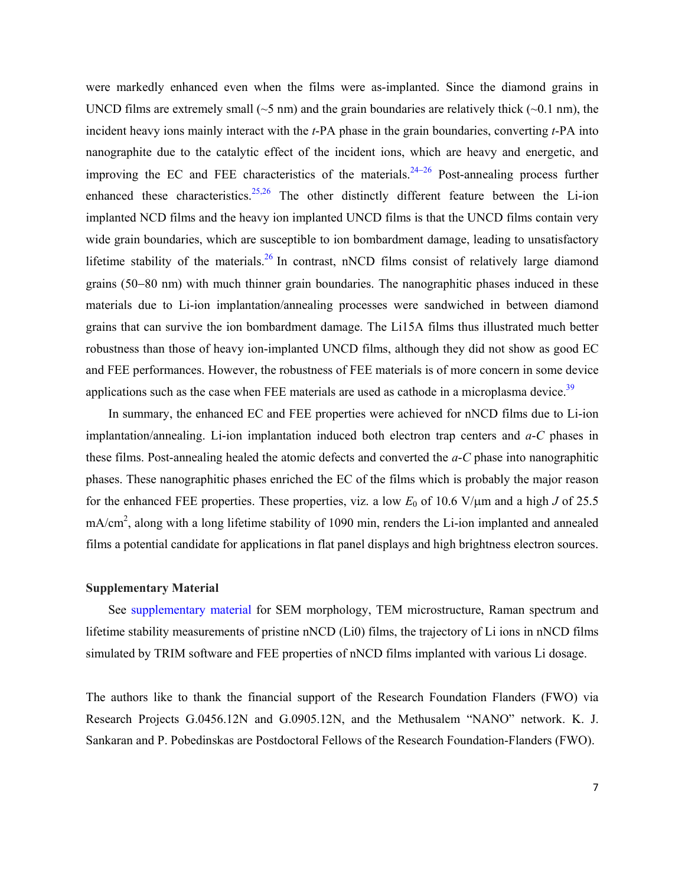were markedly enhanced even when the films were as-implanted. Since the diamond grains in UNCD films are extremely small (~5 nm) and the grain boundaries are relatively thick (~0.1 nm), the incident heavy ions mainly interact with the *t*-PA phase in the grain boundaries, converting *t*-PA into nanographite due to the catalytic effect of the incident ions, which are heavy and energetic, and improving the EC and FEE characteristics of the materials.[24–26] Post-annealing process further enhanced these characteristics.[25,26] The other distinctly different feature between the Li-ion implanted NCD films and the heavy ion implanted UNCD films is that the UNCD films contain very wide grain boundaries, which are susceptible to ion bombardment damage, leading to unsatisfactory lifetime stability of the materials.[26] In contrast, nNCD films consist of relatively large diamond grains (50−80 nm) with much thinner grain boundaries. The nanographitic phases induced in these materials due to Li-ion implantation/annealing processes were sandwiched in between diamond grains that can survive the ion bombardment damage. The Li15A films thus illustrated much better robustness than those of heavy ion-implanted UNCD films, although they did not show as good EC and FEE performances. However, the robustness of FEE materials is of more concern in some device applications such as the case when FEE materials are used as cathode in a microplasma device.[39]

In summary, the enhanced EC and FEE properties were achieved for nNCD films due to Li-ion implantation/annealing. Li-ion implantation induced both electron trap centers and *a-C* phases in these films. Post-annealing healed the atomic defects and converted the *a-C* phase into nanographitic phases. These nanographitic phases enriched the EC of the films which is probably the major reason for the enhanced FEE properties. These properties, viz. a low $E_0$ of 10.6 V/μm and a high $J$ of 25.5 mA/cm$^2$, along with a long lifetime stability of 1090 min, renders the Li-ion implanted and annealed films a potential candidate for applications in flat panel displays and high brightness electron sources.

**Supplementary Material**

See supplementary material for SEM morphology, TEM microstructure, Raman spectrum and lifetime stability measurements of pristine nNCD (Li0) films, the trajectory of Li ions in nNCD films simulated by TRIM software and FEE properties of nNCD films implanted with various Li dosage.

The authors like to thank the financial support of the Research Foundation Flanders (FWO) via Research Projects G.0456.12N and G.0905.12N, and the Methusalem "NANO" network. K. J. Sankaran and P. Pobedinskas are Postdoctoral Fellows of the Research Foundation-Flanders (FWO).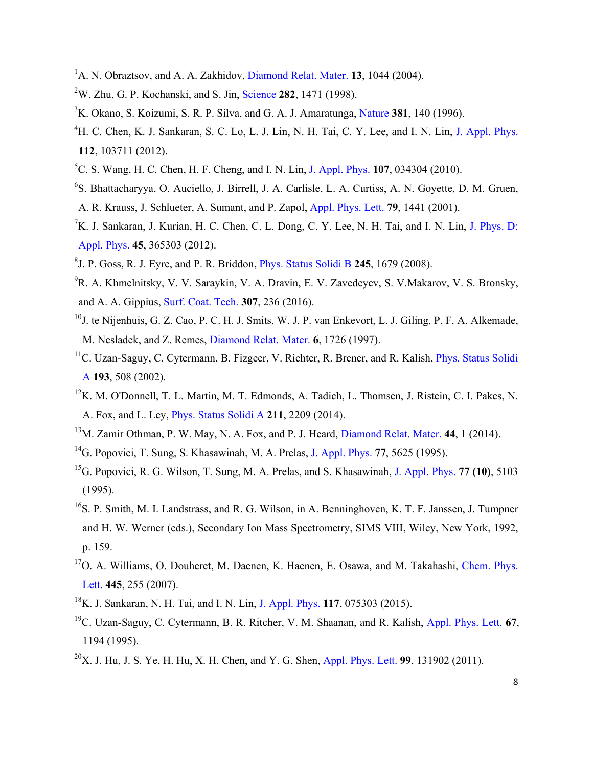[1]A. N. Obraztsov, and A. A. Zakhidov, Diamond Relat. Mater. **13**, 1044 (2004).

[2]W. Zhu, G. P. Kochanski, and S. Jin, Science **282**, 1471 (1998).

[3]K. Okano, S. Koizumi, S. R. P. Silva, and G. A. J. Amaratunga, Nature **381**, 140 (1996).

[4]H. C. Chen, K. J. Sankaran, S. C. Lo, L. J. Lin, N. H. Tai, C. Y. Lee, and I. N. Lin, J. Appl. Phys. **112**, 103711 (2012).

[5]C. S. Wang, H. C. Chen, H. F. Cheng, and I. N. Lin, J. Appl. Phys. **107**, 034304 (2010).

[6]S. Bhattacharyya, O. Auciello, J. Birrell, J. A. Carlisle, L. A. Curtiss, A. N. Goyette, D. M. Gruen, A. R. Krauss, J. Schlueter, A. Sumant, and P. Zapol, Appl. Phys. Lett. **79**, 1441 (2001).

[7]K. J. Sankaran, J. Kurian, H. C. Chen, C. L. Dong, C. Y. Lee, N. H. Tai, and I. N. Lin, J. Phys. D: Appl. Phys. **45**, 365303 (2012).

[8]J. P. Goss, R. J. Eyre, and P. R. Briddon, Phys. Status Solidi B **245**, 1679 (2008).

[9]R. A. Khmelnitsky, V. V. Saraykin, V. A. Dravin, E. V. Zavedeyev, S. V.Makarov, V. S. Bronsky, and A. A. Gippius, Surf. Coat. Tech. **307**, 236 (2016).

[10]J. te Nijenhuis, G. Z. Cao, P. C. H. J. Smits, W. J. P. van Enkevort, L. J. Giling, P. F. A. Alkemade, M. Nesladek, and Z. Remes, Diamond Relat. Mater. **6**, 1726 (1997).

[11]C. Uzan-Saguy, C. Cytermann, B. Fizgeer, V. Richter, R. Brener, and R. Kalish, Phys. Status Solidi A **193**, 508 (2002).

[12]K. M. O'Donnell, T. L. Martin, M. T. Edmonds, A. Tadich, L. Thomsen, J. Ristein, C. I. Pakes, N. A. Fox, and L. Ley, Phys. Status Solidi A **211**, 2209 (2014).

[13]M. Zamir Othman, P. W. May, N. A. Fox, and P. J. Heard, Diamond Relat. Mater. **44**, 1 (2014).

[14]G. Popovici, T. Sung, S. Khasawinah, M. A. Prelas, J. Appl. Phys. **77**, 5625 (1995).

[15]G. Popovici, R. G. Wilson, T. Sung, M. A. Prelas, and S. Khasawinah, J. Appl. Phys. **77 (10)**, 5103 (1995).

[16]S. P. Smith, M. I. Landstrass, and R. G. Wilson, in A. Benninghoven, K. T. F. Janssen, J. Tumpner and H. W. Werner (eds.), Secondary Ion Mass Spectrometry, SIMS VIII, Wiley, New York, 1992, p. 159.

[17]O. A. Williams, O. Douheret, M. Daenen, K. Haenen, E. Osawa, and M. Takahashi, Chem. Phys. Lett. **445**, 255 (2007).

[18]K. J. Sankaran, N. H. Tai, and I. N. Lin, J. Appl. Phys. **117**, 075303 (2015).

[19]C. Uzan-Saguy, C. Cytermann, B. R. Ritcher, V. M. Shaanan, and R. Kalish, Appl. Phys. Lett. **67**, 1194 (1995).

[20]X. J. Hu, J. S. Ye, H. Hu, X. H. Chen, and Y. G. Shen, Appl. Phys. Lett. **99**, 131902 (2011).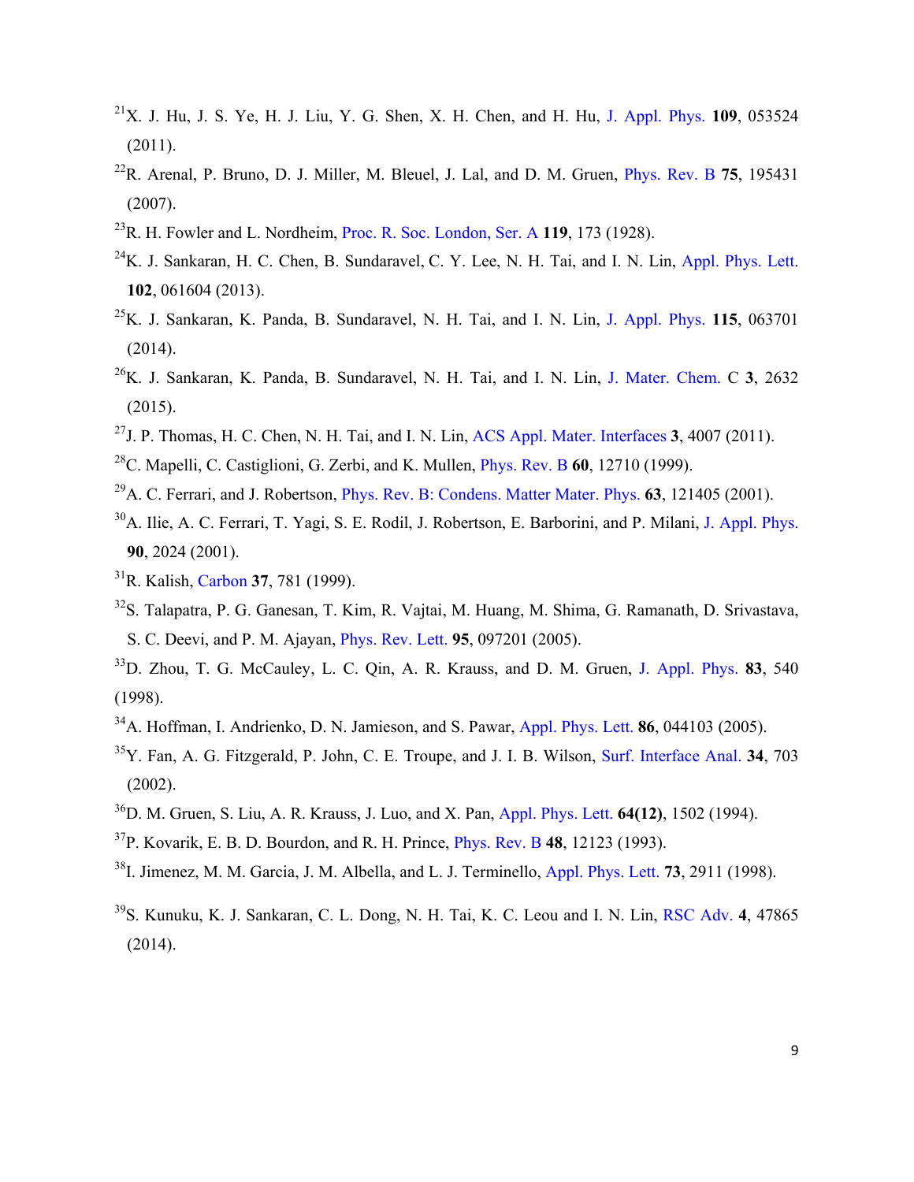[21] X. J. Hu, J. S. Ye, H. J. Liu, Y. G. Shen, X. H. Chen, and H. Hu, J. Appl. Phys. **109**, 053524 (2011).

[22] R. Arenal, P. Bruno, D. J. Miller, M. Bleuel, J. Lal, and D. M. Gruen, Phys. Rev. B **75**, 195431 (2007).

[23] R. H. Fowler and L. Nordheim, Proc. R. Soc. London, Ser. A **119**, 173 (1928).

[24] K. J. Sankaran, H. C. Chen, B. Sundaravel, C. Y. Lee, N. H. Tai, and I. N. Lin, Appl. Phys. Lett. **102**, 061604 (2013).

[25] K. J. Sankaran, K. Panda, B. Sundaravel, N. H. Tai, and I. N. Lin, J. Appl. Phys. **115**, 063701 (2014).

[26] K. J. Sankaran, K. Panda, B. Sundaravel, N. H. Tai, and I. N. Lin, J. Mater. Chem. C **3**, 2632 (2015).

[27] J. P. Thomas, H. C. Chen, N. H. Tai, and I. N. Lin, ACS Appl. Mater. Interfaces **3**, 4007 (2011).

[28] C. Mapelli, C. Castiglioni, G. Zerbi, and K. Mullen, Phys. Rev. B **60**, 12710 (1999).

[29] A. C. Ferrari, and J. Robertson, Phys. Rev. B: Condens. Matter Mater. Phys. **63**, 121405 (2001).

[30] A. Ilie, A. C. Ferrari, T. Yagi, S. E. Rodil, J. Robertson, E. Barborini, and P. Milani, J. Appl. Phys. **90**, 2024 (2001).

[31] R. Kalish, Carbon **37**, 781 (1999).

[32] S. Talapatra, P. G. Ganesan, T. Kim, R. Vajtai, M. Huang, M. Shima, G. Ramanath, D. Srivastava, S. C. Deevi, and P. M. Ajayan, Phys. Rev. Lett. **95**, 097201 (2005).

[33] D. Zhou, T. G. McCauley, L. C. Qin, A. R. Krauss, and D. M. Gruen, J. Appl. Phys. **83**, 540 (1998).

[34] A. Hoffman, I. Andrienko, D. N. Jamieson, and S. Pawar, Appl. Phys. Lett. **86**, 044103 (2005).

[35] Y. Fan, A. G. Fitzgerald, P. John, C. E. Troupe, and J. I. B. Wilson, Surf. Interface Anal. **34**, 703 (2002).

[36] D. M. Gruen, S. Liu, A. R. Krauss, J. Luo, and X. Pan, Appl. Phys. Lett. **64(12)**, 1502 (1994).

[37] P. Kovarik, E. B. D. Bourdon, and R. H. Prince, Phys. Rev. B **48**, 12123 (1993).

[38] I. Jimenez, M. M. Garcia, J. M. Albella, and L. J. Terminello, Appl. Phys. Lett. **73**, 2911 (1998).

[39] S. Kunuku, K. J. Sankaran, C. L. Dong, N. H. Tai, K. C. Leou and I. N. Lin, RSC Adv. **4**, 47865 (2014).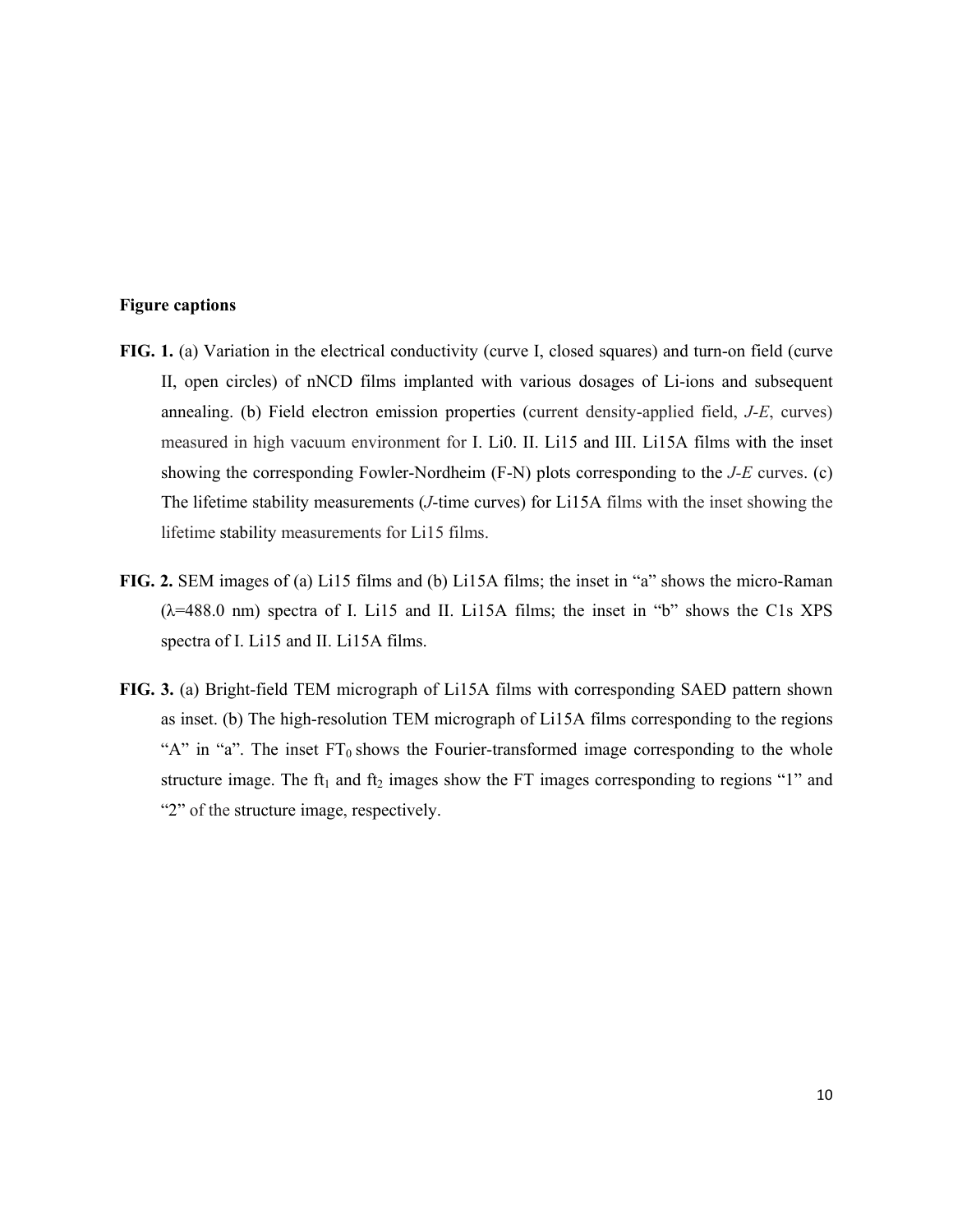**Figure captions**

**FIG. 1.** (a) Variation in the electrical conductivity (curve I, closed squares) and turn-on field (curve II, open circles) of nNCD films implanted with various dosages of Li-ions and subsequent annealing. (b) Field electron emission properties (current density-applied field, *J-E*, curves) measured in high vacuum environment for I. Li0. II. Li15 and III. Li15A films with the inset showing the corresponding Fowler-Nordheim (F-N) plots corresponding to the *J-E* curves. (c) The lifetime stability measurements (*J*-time curves) for Li15A films with the inset showing the lifetime stability measurements for Li15 films.

**FIG. 2.** SEM images of (a) Li15 films and (b) Li15A films; the inset in "a" shows the micro-Raman ($\lambda$=488.0 nm) spectra of I. Li15 and II. Li15A films; the inset in "b" shows the C1s XPS spectra of I. Li15 and II. Li15A films.

**FIG. 3.** (a) Bright-field TEM micrograph of Li15A films with corresponding SAED pattern shown as inset. (b) The high-resolution TEM micrograph of Li15A films corresponding to the regions "A" in "a". The inset $FT_0$ shows the Fourier-transformed image corresponding to the whole structure image. The $ft_1$ and $ft_2$ images show the FT images corresponding to regions "1" and "2" of the structure image, respectively.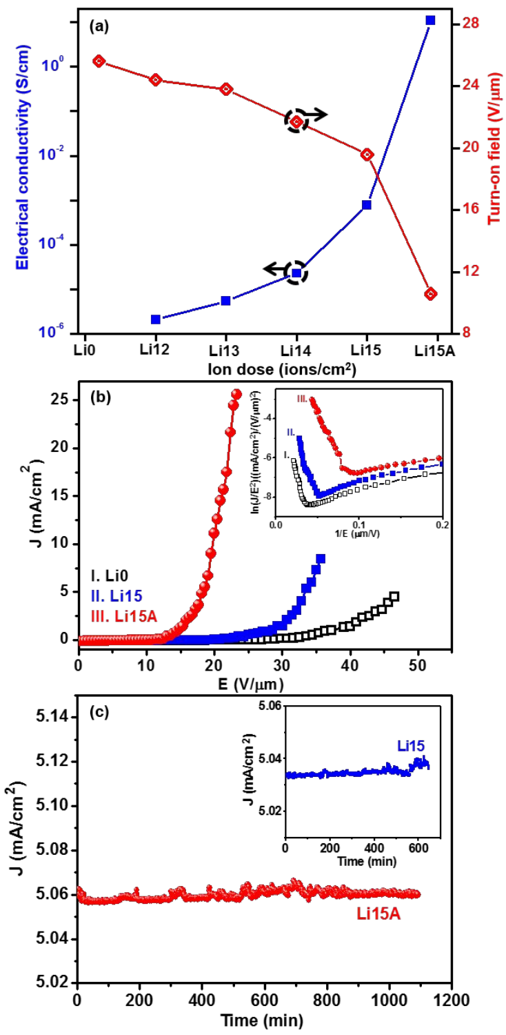(a)

Electrical conductivity (S/cm)

Turn-on field (V/μm)

Ion dose (ions/cm²)

Li0 Li12 Li13 Li14 Li15 Li15A

$10^{-6}$ $10^{-4}$ $10^{-2}$ $10^{0}$

8 12 16 20 24 28

(b)

J (mA/cm²)

E (V/μm)

I. Li0

II. Li15

III. Li15A

0 5 10 15 20 25

0 10 20 30 40 50

ln(J/E²)((mA/cm²)/(V/μm)²)

1/E (μm/V)

I. II. III.

-8 -6 -4

0.0 0.1 0.2

(c)

J (mA/cm²)

Time (min)

Li15A

5.02 5.04 5.06 5.08 5.10 5.12 5.14

0 200 400 600 800 1000 1200

J (mA/cm²)

Time (min)

Li15

5.02 5.04 5.06

0 200 400 600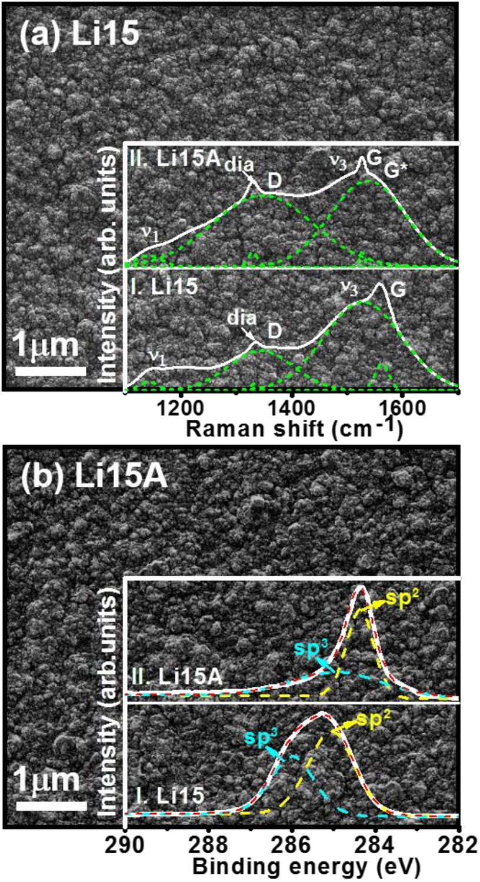(a) Li15

II. Li15A

dia

D

$\nu_3$

G

G*

$\nu_1$

I. Li15

dia

D

$\nu_3$

G

$\nu_1$

1μm

Intensity (arb. units)

1200

1400

1600

Raman shift (cm$^{-1}$)

(b) Li15A

II. Li15A

$sp^3$

$sp^2$

I. Li15

$sp^3$

$sp^2$

1μm

Intensity (arb.units)

290

288

286

284

282

Binding energy (eV)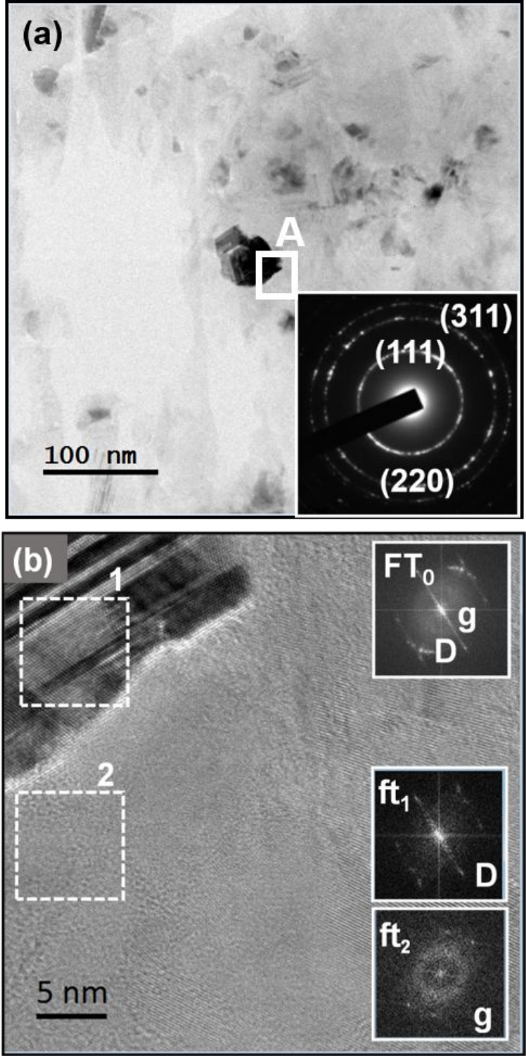(a)

A

(311)

(111)

(220)

100 nm

(b)

1

2

FT$_0$

g

D

ft$_1$

D

ft$_2$

g

5 nm